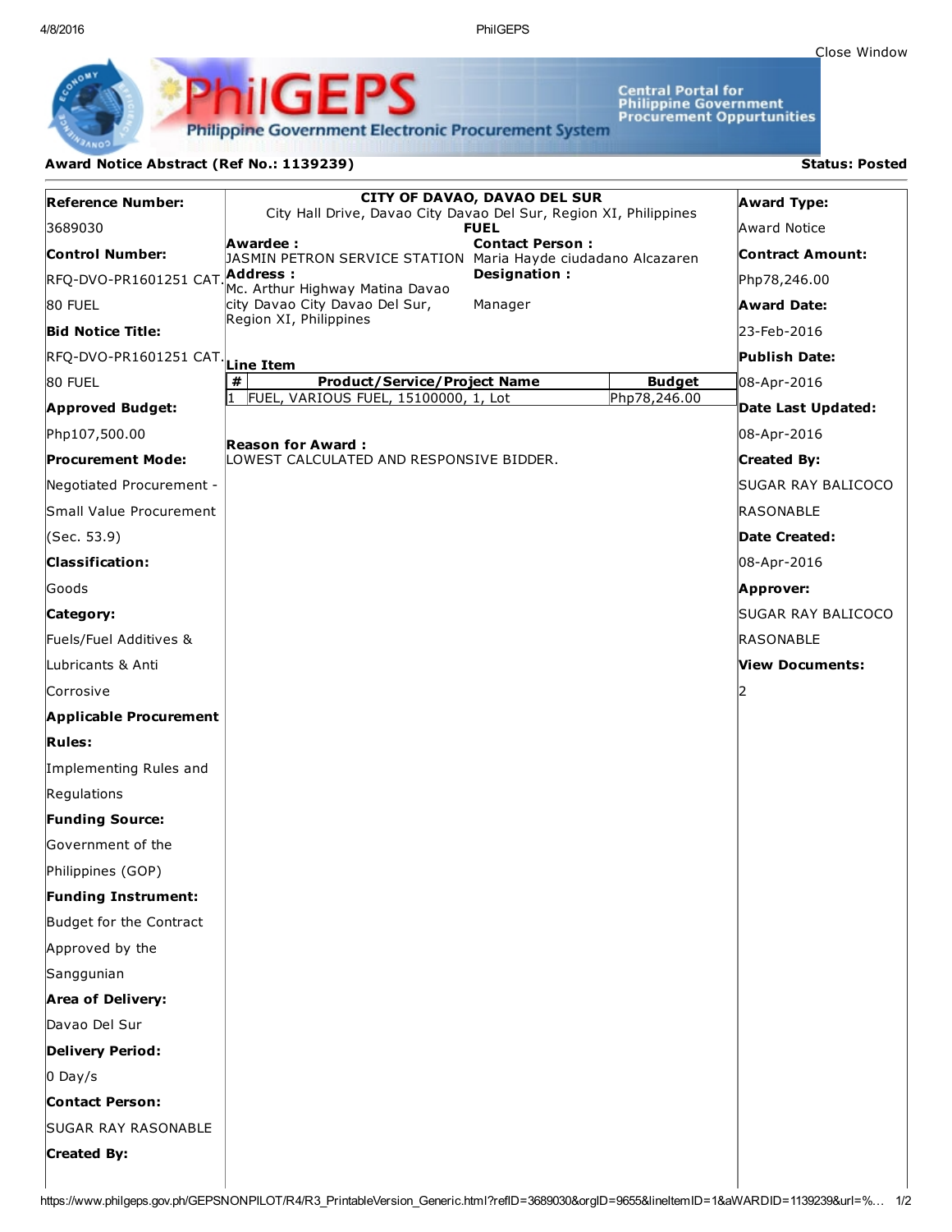Close Window

**PhilGEPS** — Philippine Government Electronic Procurement System

Central Portal for Philippine Government Procurement Oppurtunities

## Award Notice Abstract (Ref No.: 1139239)

**Status: Posted**

**Reference Number:**
3689030

**Control Number:**
RFQ-DVO-PR1601251 CAT. 80 FUEL

**Bid Notice Title:**
RFQ-DVO-PR1601251 CAT. 80 FUEL

**Approved Budget:**
Php107,500.00

**Procurement Mode:**
Negotiated Procurement - Small Value Procurement (Sec. 53.9)

**Classification:**
Goods

**Category:**
Fuels/Fuel Additives & Lubricants & Anti Corrosive

**Applicable Procurement Rules:**
Implementing Rules and Regulations

**Funding Source:**
Government of the Philippines (GOP)

**Funding Instrument:**
Budget for the Contract Approved by the Sanggunian

**Area of Delivery:**
Davao Del Sur

**Delivery Period:**
0 Day/s

**Contact Person:**
SUGAR RAY RASONABLE

**Created By:**

---

**CITY OF DAVAO, DAVAO DEL SUR**
City Hall Drive, Davao City Davao Del Sur, Region XI, Philippines
**FUEL**

**Awardee :**
JASMIN PETRON SERVICE STATION

**Address :**
Mc. Arthur Highway Matina Davao city Davao City Davao Del Sur, Region XI, Philippines

**Contact Person :**
Maria Hayde ciudadano Alcazaren

**Designation :**
Manager

**Line Item**

| # | Product/Service/Project Name | Budget |
|---|---|---|
| 1 | FUEL, VARIOUS FUEL, 15100000, 1, Lot | Php78,246.00 |

**Reason for Award :**
LOWEST CALCULATED AND RESPONSIVE BIDDER.

---

**Award Type:**
Award Notice

**Contract Amount:**
Php78,246.00

**Award Date:**
23-Feb-2016

**Publish Date:**
08-Apr-2016

**Date Last Updated:**
08-Apr-2016

**Created By:**
SUGAR RAY BALICOCO RASONABLE

**Date Created:**
08-Apr-2016

**Approver:**
SUGAR RAY BALICOCO RASONABLE

**View Documents:**
2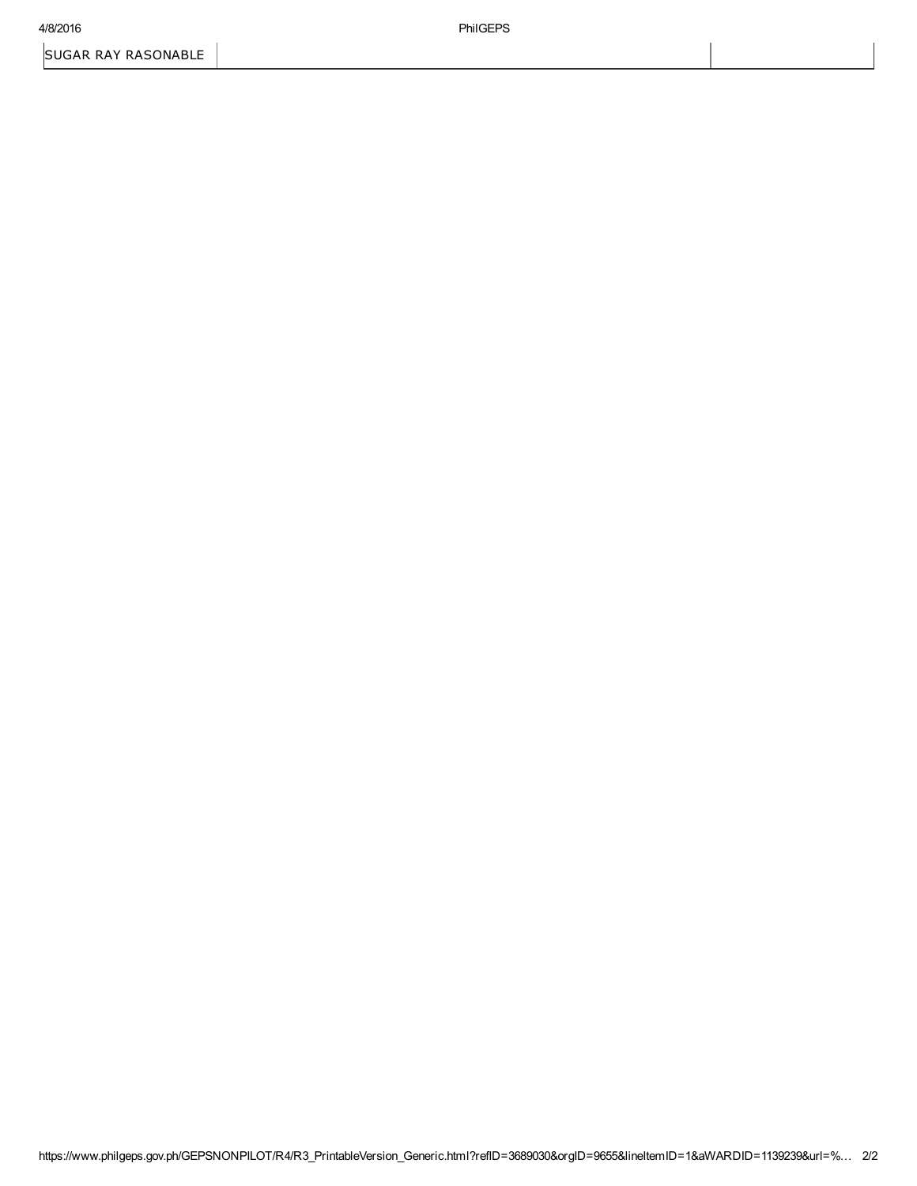| | | |
|---|---|---|
| SUGAR RAY RASONABLE | | |